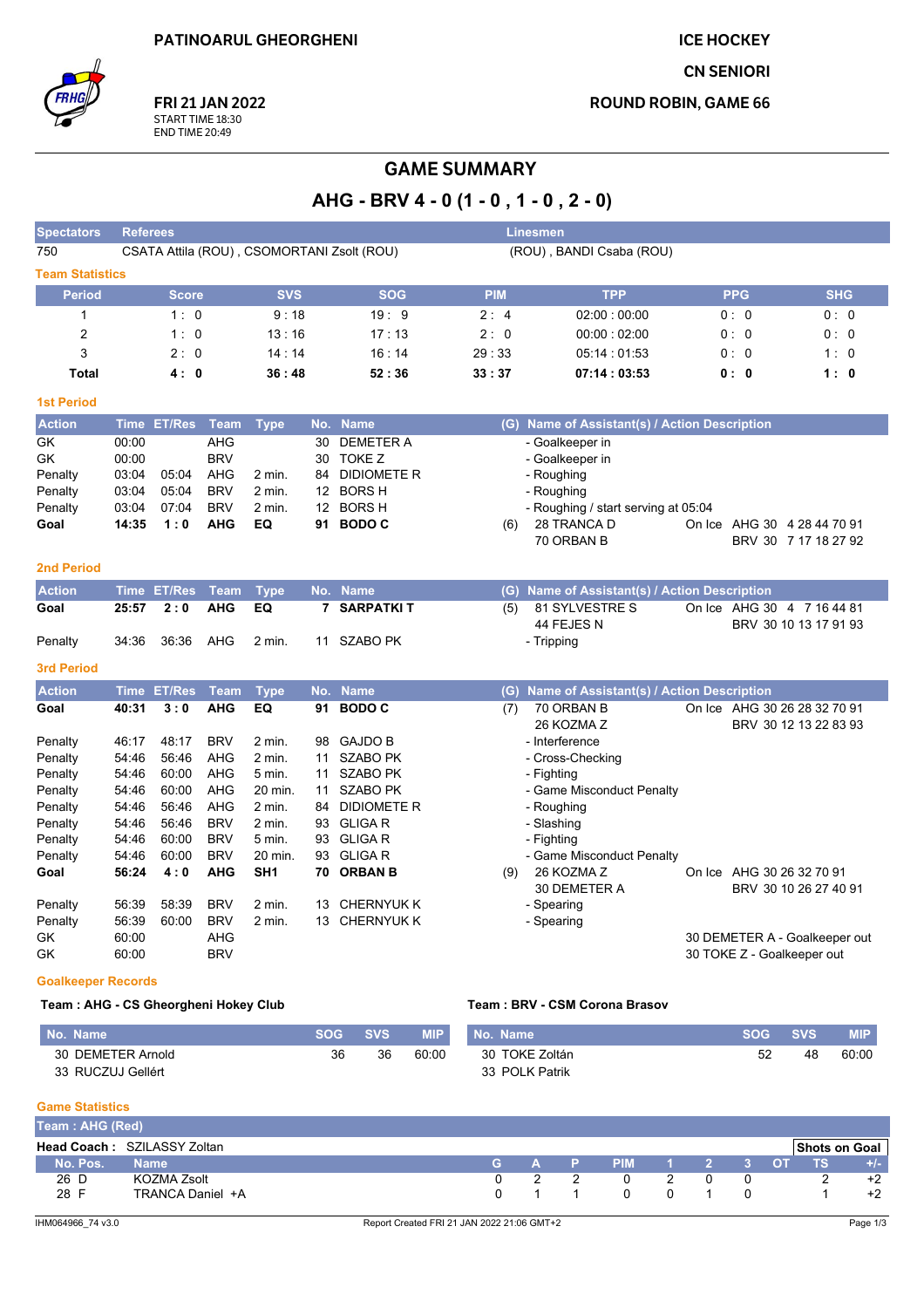PATINOARUL GHEORGHENI

FRI 21 JAN 2022
START TIME 18:30
END TIME 20:49

ICE HOCKEY
CN SENIORI
ROUND ROBIN, GAME 66

# GAME SUMMARY

## AHG - BRV 4 - 0 (1 - 0 , 1 - 0 , 2 - 0)

| Spectators | Referees | Linesmen |
|---|---|---|
| 750 | CSATA Attila (ROU) , CSOMORTANI Zsolt (ROU) | (ROU) , BANDI Csaba (ROU) |

### Team Statistics

| Period | Score | SVS | SOG | PIM | TPP | PPG | SHG |
|---|---|---|---|---|---|---|---|
| 1 | 1 : 0 | 9 : 18 | 19 : 9 | 2 : 4 | 02:00 : 00:00 | 0 : 0 | 0 : 0 |
| 2 | 1 : 0 | 13 : 16 | 17 : 13 | 2 : 0 | 00:00 : 02:00 | 0 : 0 | 0 : 0 |
| 3 | 2 : 0 | 14 : 14 | 16 : 14 | 29 : 33 | 05:14 : 01:53 | 0 : 0 | 1 : 0 |
| **Total** | **4 : 0** | **36 : 48** | **52 : 36** | **33 : 37** | **07:14 : 03:53** | **0 : 0** | **1 : 0** |

### 1st Period

| Action | Time | ET/Res | Team | Type | No. | Name | (G) | Name of Assistant(s) / Action Description | |
|---|---|---|---|---|---|---|---|---|---|
| GK | 00:00 | | AHG | | 30 | DEMETER A | | - Goalkeeper in | |
| GK | 00:00 | | BRV | | 30 | TOKE Z | | - Goalkeeper in | |
| Penalty | 03:04 | 05:04 | AHG | 2 min. | 84 | DIDIOMETE R | | - Roughing | |
| Penalty | 03:04 | 05:04 | BRV | 2 min. | 12 | BORS H | | - Roughing | |
| Penalty | 03:04 | 07:04 | BRV | 2 min. | 12 | BORS H | | - Roughing / start serving at 05:04 | |
| **Goal** | **14:35** | **1 : 0** | **AHG** | **EQ** | **91** | **BODO C** | (6) | 28 TRANCA D<br>70 ORBAN B | On Ice AHG 30 4 28 44 70 91<br>BRV 30 7 17 18 27 92 |

### 2nd Period

| Action | Time | ET/Res | Team | Type | No. | Name | (G) | Name of Assistant(s) / Action Description | |
|---|---|---|---|---|---|---|---|---|---|
| **Goal** | **25:57** | **2 : 0** | **AHG** | **EQ** | **7** | **SARPATKI T** | (5) | 81 SYLVESTRE S<br>44 FEJES N | On Ice AHG 30 4 7 16 44 81<br>BRV 30 10 13 17 91 93 |
| Penalty | 34:36 | 36:36 | AHG | 2 min. | 11 | SZABO PK | | - Tripping | |

### 3rd Period

| Action | Time | ET/Res | Team | Type | No. | Name | (G) | Name of Assistant(s) / Action Description | |
|---|---|---|---|---|---|---|---|---|---|
| **Goal** | **40:31** | **3 : 0** | **AHG** | **EQ** | **91** | **BODO C** | (7) | 70 ORBAN B<br>26 KOZMA Z | On Ice AHG 30 26 28 32 70 91<br>BRV 30 12 13 22 83 93 |
| Penalty | 46:17 | 48:17 | BRV | 2 min. | 98 | GAJDO B | | - Interference | |
| Penalty | 54:46 | 56:46 | AHG | 2 min. | 11 | SZABO PK | | - Cross-Checking | |
| Penalty | 54:46 | 60:00 | AHG | 5 min. | 11 | SZABO PK | | - Fighting | |
| Penalty | 54:46 | 60:00 | AHG | 20 min. | 11 | SZABO PK | | - Game Misconduct Penalty | |
| Penalty | 54:46 | 56:46 | AHG | 2 min. | 84 | DIDIOMETE R | | - Roughing | |
| Penalty | 54:46 | 56:46 | BRV | 2 min. | 93 | GLIGA R | | - Slashing | |
| Penalty | 54:46 | 60:00 | BRV | 5 min. | 93 | GLIGA R | | - Fighting | |
| Penalty | 54:46 | 60:00 | BRV | 20 min. | 93 | GLIGA R | | - Game Misconduct Penalty | |
| **Goal** | **56:24** | **4 : 0** | **AHG** | **SH1** | **70** | **ORBAN B** | (9) | 26 KOZMA Z<br>30 DEMETER A | On Ice AHG 30 26 32 70 91<br>BRV 30 10 26 27 40 91 |
| Penalty | 56:39 | 58:39 | BRV | 2 min. | 13 | CHERNYUK K | | - Spearing | |
| Penalty | 56:39 | 60:00 | BRV | 2 min. | 13 | CHERNYUK K | | - Spearing | |
| GK | 60:00 | | AHG | | | | | | 30 DEMETER A - Goalkeeper out |
| GK | 60:00 | | BRV | | | | | | 30 TOKE Z - Goalkeeper out |

### Goalkeeper Records

**Team : AHG - CS Gheorgheni Hokey Club**

| No. Name | SOG | SVS | MIP |
|---|---|---|---|
| 30 DEMETER Arnold | 36 | 36 | 60:00 |
| 33 RUCZUJ Gellért | | | |

**Team : BRV - CSM Corona Brasov**

| No. Name | SOG | SVS | MIP |
|---|---|---|---|
| 30 TOKE Zoltán | 52 | 48 | 60:00 |
| 33 POLK Patrik | | | |

### Game Statistics

**Team : AHG (Red)**

**Head Coach :** SZILASSY Zoltan

| No. | Pos. | Name | G | A | P | PIM | 1 | 2 | 3 | OT | TS | +/- |
|---|---|---|---|---|---|---|---|---|---|---|---|---|
| 26 | D | KOZMA Zsolt | 0 | 2 | 2 | 0 | 2 | 0 | 0 | | 2 | +2 |
| 28 | F | TRANCA Daniel +A | 0 | 1 | 1 | 0 | 0 | 1 | 0 | | 1 | +2 |

IHM064966_74 v3.0 Report Created FRI 21 JAN 2022 21:06 GMT+2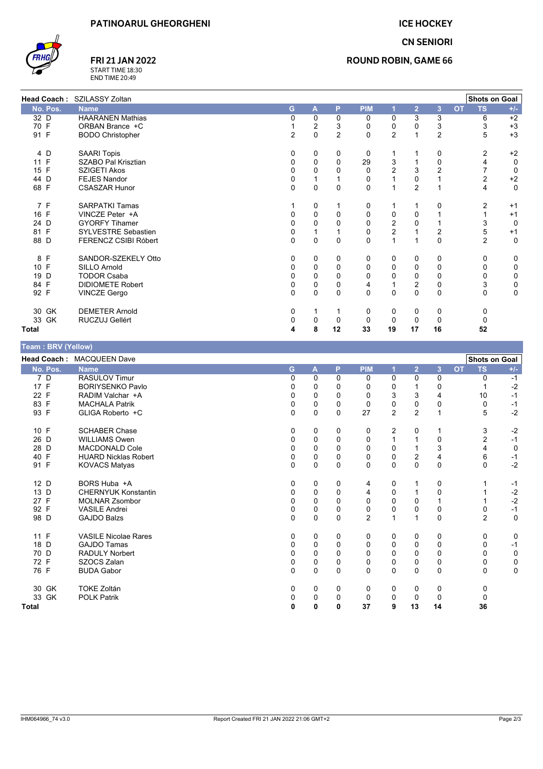# PATINOARUL GHEORGHENI

**FRI 21 JAN 2022**
START TIME 18:30
END TIME 20:49

**ICE HOCKEY**

**CN SENIORI**

**ROUND ROBIN, GAME 66**

**Head Coach :** SZILASSY Zoltan

| No. | Pos. | Name | G | A | P | PIM | 1 | 2 | 3 | OT | TS | +/- |
|---|---|---|---|---|---|---|---|---|---|---|---|---|
| 32 | D | HAARANEN Mathias | 0 | 0 | 0 | 0 | 0 | 3 | 3 | | 6 | +2 |
| 70 | F | ORBAN Brance +C | 1 | 2 | 3 | 0 | 0 | 0 | 3 | | 3 | +3 |
| 91 | F | BODO Christopher | 2 | 0 | 2 | 0 | 2 | 1 | 2 | | 5 | +3 |
| 4 | D | SAARI Topis | 0 | 0 | 0 | 0 | 1 | 1 | 0 | | 2 | +2 |
| 11 | F | SZABO Pal Krisztian | 0 | 0 | 0 | 29 | 3 | 1 | 0 | | 4 | 0 |
| 15 | F | SZIGETI Akos | 0 | 0 | 0 | 0 | 2 | 3 | 2 | | 7 | 0 |
| 44 | D | FEJES Nandor | 0 | 1 | 1 | 0 | 1 | 0 | 1 | | 2 | +2 |
| 68 | F | CSASZAR Hunor | 0 | 0 | 0 | 0 | 1 | 2 | 1 | | 4 | 0 |
| 7 | F | SARPATKI Tamas | 1 | 0 | 1 | 0 | 1 | 1 | 0 | | 2 | +1 |
| 16 | F | VINCZE Peter +A | 0 | 0 | 0 | 0 | 0 | 0 | 1 | | 1 | +1 |
| 24 | D | GYORFY Tihamer | 0 | 0 | 0 | 0 | 2 | 0 | 1 | | 3 | 0 |
| 81 | F | SYLVESTRE Sebastien | 0 | 1 | 1 | 0 | 2 | 1 | 2 | | 5 | +1 |
| 88 | D | FERENCZ CSIBI Róbert | 0 | 0 | 0 | 0 | 1 | 1 | 0 | | 2 | 0 |
| 8 | F | SANDOR-SZEKELY Otto | 0 | 0 | 0 | 0 | 0 | 0 | 0 | | 0 | 0 |
| 10 | F | SILLO Arnold | 0 | 0 | 0 | 0 | 0 | 0 | 0 | | 0 | 0 |
| 19 | D | TODOR Csaba | 0 | 0 | 0 | 0 | 0 | 0 | 0 | | 0 | 0 |
| 84 | F | DIDIOMETE Robert | 0 | 0 | 0 | 4 | 1 | 2 | 0 | | 3 | 0 |
| 92 | F | VINCZE Gergo | 0 | 0 | 0 | 0 | 0 | 0 | 0 | | 0 | 0 |
| 30 | GK | DEMETER Arnold | 0 | 1 | 1 | 0 | 0 | 0 | 0 | | 0 | |
| 33 | GK | RUCZUJ Gellért | 0 | 0 | 0 | 0 | 0 | 0 | 0 | | 0 | |
| **Total** | | | **4** | **8** | **12** | **33** | **19** | **17** | **16** | | **52** | |

## Team : BRV (Yellow)

**Head Coach :** MACQUEEN Dave

| No. | Pos. | Name | G | A | P | PIM | 1 | 2 | 3 | OT | TS | +/- |
|---|---|---|---|---|---|---|---|---|---|---|---|---|
| 7 | D | RASULOV Timur | 0 | 0 | 0 | 0 | 0 | 0 | 0 | | 0 | -1 |
| 17 | F | BORIYSENKO Pavlo | 0 | 0 | 0 | 0 | 0 | 1 | 0 | | 1 | -2 |
| 22 | F | RADIM Valchar +A | 0 | 0 | 0 | 0 | 3 | 3 | 4 | | 10 | -1 |
| 83 | F | MACHALA Patrik | 0 | 0 | 0 | 0 | 0 | 0 | 0 | | 0 | -1 |
| 93 | F | GLIGA Roberto +C | 0 | 0 | 0 | 27 | 2 | 2 | 1 | | 5 | -2 |
| 10 | F | SCHABER Chase | 0 | 0 | 0 | 0 | 2 | 0 | 1 | | 3 | -2 |
| 26 | D | WILLIAMS Owen | 0 | 0 | 0 | 0 | 1 | 1 | 0 | | 2 | -1 |
| 28 | D | MACDONALD Cole | 0 | 0 | 0 | 0 | 0 | 1 | 3 | | 4 | 0 |
| 40 | F | HUARD Nicklas Robert | 0 | 0 | 0 | 0 | 0 | 2 | 4 | | 6 | -1 |
| 91 | F | KOVACS Matyas | 0 | 0 | 0 | 0 | 0 | 0 | 0 | | 0 | -2 |
| 12 | D | BORS Huba +A | 0 | 0 | 0 | 4 | 0 | 1 | 0 | | 1 | -1 |
| 13 | D | CHERNYUK Konstantin | 0 | 0 | 0 | 4 | 0 | 1 | 0 | | 1 | -2 |
| 27 | F | MOLNAR Zsombor | 0 | 0 | 0 | 0 | 0 | 0 | 1 | | 1 | -2 |
| 92 | F | VASILE Andrei | 0 | 0 | 0 | 0 | 0 | 0 | 0 | | 0 | -1 |
| 98 | D | GAJDO Balzs | 0 | 0 | 0 | 2 | 1 | 1 | 0 | | 2 | 0 |
| 11 | F | VASILE Nicolae Rares | 0 | 0 | 0 | 0 | 0 | 0 | 0 | | 0 | 0 |
| 18 | D | GAJDO Tamas | 0 | 0 | 0 | 0 | 0 | 0 | 0 | | 0 | -1 |
| 70 | D | RADULY Norbert | 0 | 0 | 0 | 0 | 0 | 0 | 0 | | 0 | 0 |
| 72 | F | SZOCS Zalan | 0 | 0 | 0 | 0 | 0 | 0 | 0 | | 0 | 0 |
| 76 | F | BUDA Gabor | 0 | 0 | 0 | 0 | 0 | 0 | 0 | | 0 | 0 |
| 30 | GK | TOKE Zoltán | 0 | 0 | 0 | 0 | 0 | 0 | 0 | | 0 | |
| 33 | GK | POLK Patrik | 0 | 0 | 0 | 0 | 0 | 0 | 0 | | 0 | |
| **Total** | | | **0** | **0** | **0** | **37** | **9** | **13** | **14** | | **36** | |

IHM064966_74 v3.0 — Report Created FRI 21 JAN 2022 21:06 GMT+2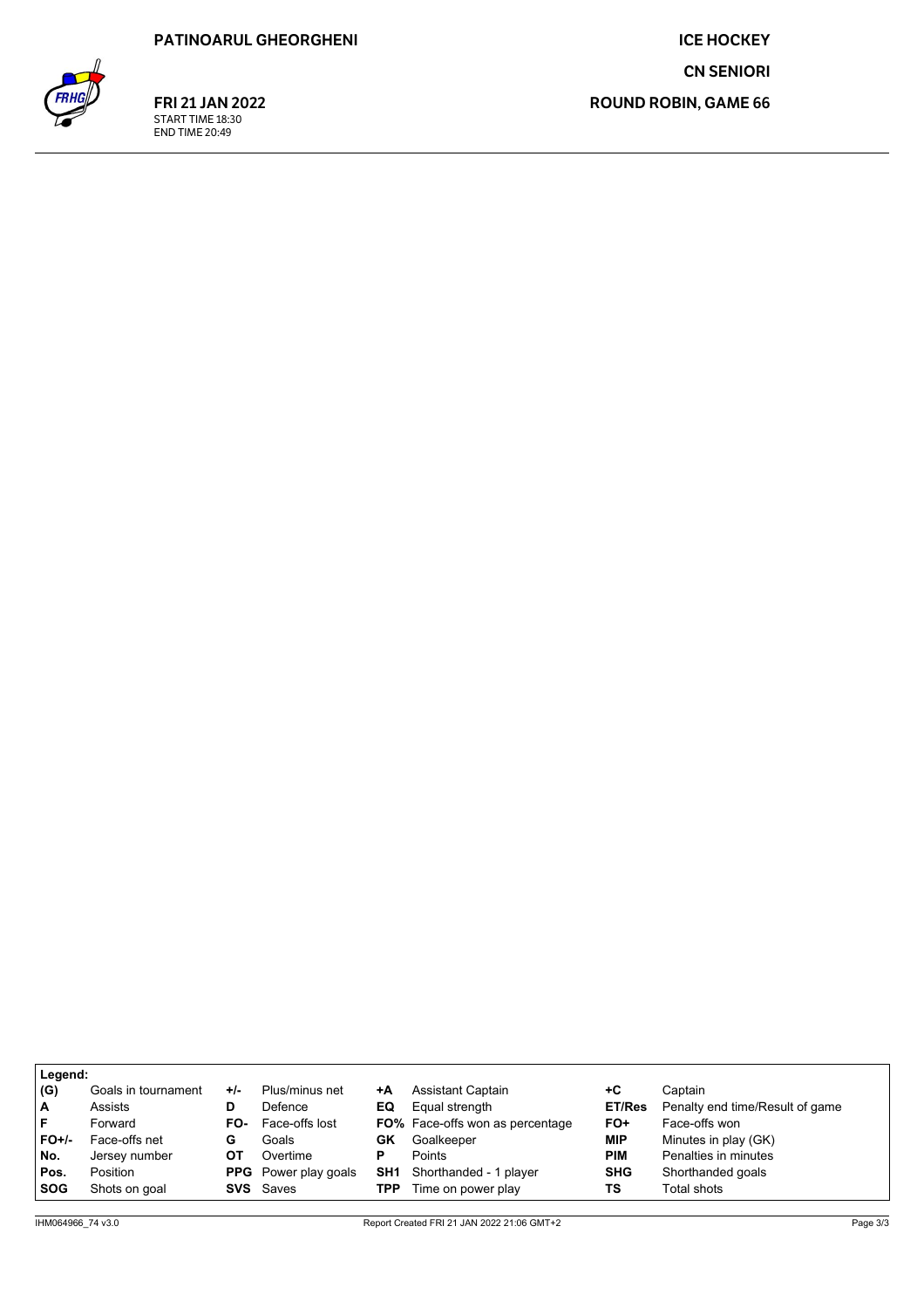**Legend:**

| | | | | | | | |
|---|---|---|---|---|---|---|---|
| (G) | Goals in tournament | +/- | Plus/minus net | +A | Assistant Captain | +C | Captain |
| A | Assists | D | Defence | EQ | Equal strength | ET/Res | Penalty end time/Result of game |
| F | Forward | FO- | Face-offs lost | FO% | Face-offs won as percentage | FO+ | Face-offs won |
| FO+/- | Face-offs net | G | Goals | GK | Goalkeeper | MIP | Minutes in play (GK) |
| No. | Jersey number | OT | Overtime | P | Points | PIM | Penalties in minutes |
| Pos. | Position | PPG | Power play goals | SH1 | Shorthanded - 1 player | SHG | Shorthanded goals |
| SOG | Shots on goal | SVS | Saves | TPP | Time on power play | TS | Total shots |